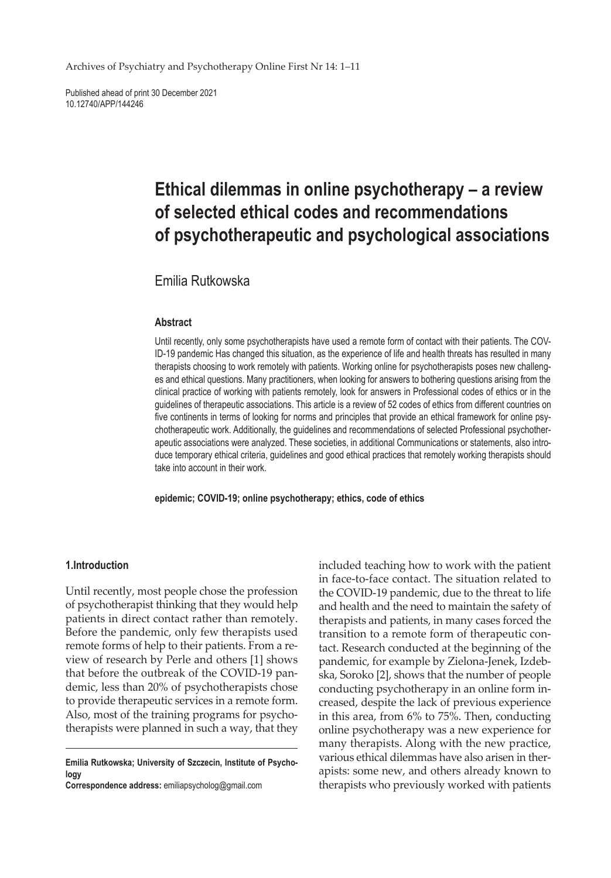Published ahead of print 30 December 2021
10.12740/APP/144246

# Ethical dilemmas in online psychotherapy – a review of selected ethical codes and recommendations of psychotherapeutic and psychological associations

Emilia Rutkowska

### Abstract

Until recently, only some psychotherapists have used a remote form of contact with their patients. The COVID-19 pandemic Has changed this situation, as the experience of life and health threats has resulted in many therapists choosing to work remotely with patients. Working online for psychotherapists poses new challenges and ethical questions. Many practitioners, when looking for answers to bothering questions arising from the clinical practice of working with patients remotely, look for answers in Professional codes of ethics or in the guidelines of therapeutic associations. This article is a review of 52 codes of ethics from different countries on five continents in terms of looking for norms and principles that provide an ethical framework for online psychotherapeutic work. Additionally, the guidelines and recommendations of selected Professional psychotherapeutic associations were analyzed. These societies, in additional Communications or statements, also introduce temporary ethical criteria, guidelines and good ethical practices that remotely working therapists should take into account in their work.

**epidemic; COVID-19; online psychotherapy; ethics, code of ethics**

## 1.Introduction

Until recently, most people chose the profession of psychotherapist thinking that they would help patients in direct contact rather than remotely. Before the pandemic, only few therapists used remote forms of help to their patients. From a review of research by Perle and others [1] shows that before the outbreak of the COVID-19 pandemic, less than 20% of psychotherapists chose to provide therapeutic services in a remote form. Also, most of the training programs for psychotherapists were planned in such a way, that they included teaching how to work with the patient in face-to-face contact. The situation related to the COVID-19 pandemic, due to the threat to life and health and the need to maintain the safety of therapists and patients, in many cases forced the transition to a remote form of therapeutic contact. Research conducted at the beginning of the pandemic, for example by Zielona-Jenek, Izdebska, Soroko [2], shows that the number of people conducting psychotherapy in an online form increased, despite the lack of previous experience in this area, from 6% to 75%. Then, conducting online psychotherapy was a new experience for many therapists. Along with the new practice, various ethical dilemmas have also arisen in therapists: some new, and others already known to therapists who previously worked with patients

---

**Emilia Rutkowska; University of Szczecin, Institute of Psychology**
**Correspondence address:** emiliapsycholog@gmail.com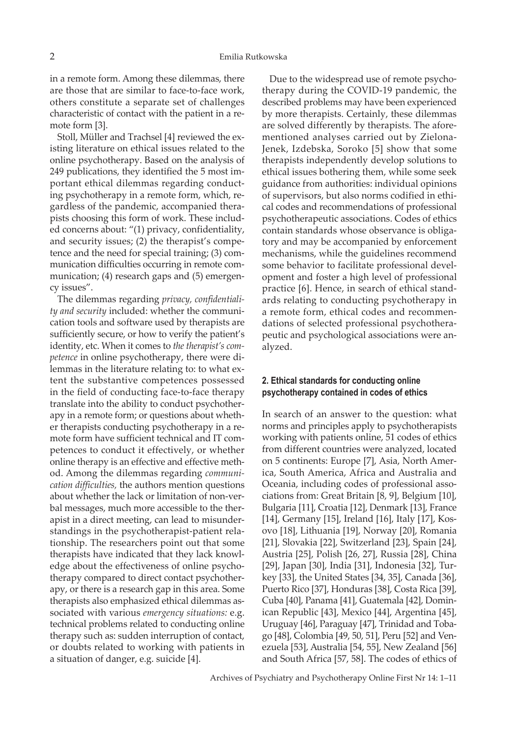in a remote form. Among these dilemmas, there are those that are similar to face-to-face work, others constitute a separate set of challenges characteristic of contact with the patient in a remote form [3].

Stoll, Müller and Trachsel [4] reviewed the existing literature on ethical issues related to the online psychotherapy. Based on the analysis of 249 publications, they identified the 5 most important ethical dilemmas regarding conducting psychotherapy in a remote form, which, regardless of the pandemic, accompanied therapists choosing this form of work. These included concerns about: "(1) privacy, confidentiality, and security issues; (2) the therapist's competence and the need for special training; (3) communication difficulties occurring in remote communication; (4) research gaps and (5) emergency issues".

The dilemmas regarding *privacy, confidentiality and security* included: whether the communication tools and software used by therapists are sufficiently secure, or how to verify the patient's identity, etc. When it comes to *the therapist's competence* in online psychotherapy, there were dilemmas in the literature relating to: to what extent the substantive competences possessed in the field of conducting face-to-face therapy translate into the ability to conduct psychotherapy in a remote form; or questions about whether therapists conducting psychotherapy in a remote form have sufficient technical and IT competences to conduct it effectively, or whether online therapy is an effective and effective method. Among the dilemmas regarding *communication difficulties,* the authors mention questions about whether the lack or limitation of non-verbal messages, much more accessible to the therapist in a direct meeting, can lead to misunderstandings in the psychotherapist-patient relationship. The researchers point out that some therapists have indicated that they lack knowledge about the effectiveness of online psychotherapy compared to direct contact psychotherapy, or there is a research gap in this area. Some therapists also emphasized ethical dilemmas associated with various *emergency situations:* e.g. technical problems related to conducting online therapy such as: sudden interruption of contact, or doubts related to working with patients in a situation of danger, e.g. suicide [4].

Due to the widespread use of remote psychotherapy during the COVID-19 pandemic, the described problems may have been experienced by more therapists. Certainly, these dilemmas are solved differently by therapists. The aforementioned analyses carried out by Zielona-Jenek, Izdebska, Soroko [5] show that some therapists independently develop solutions to ethical issues bothering them, while some seek guidance from authorities: individual opinions of supervisors, but also norms codified in ethical codes and recommendations of professional psychotherapeutic associations. Codes of ethics contain standards whose observance is obligatory and may be accompanied by enforcement mechanisms, while the guidelines recommend some behavior to facilitate professional development and foster a high level of professional practice [6]. Hence, in search of ethical standards relating to conducting psychotherapy in a remote form, ethical codes and recommendations of selected professional psychotherapeutic and psychological associations were analyzed.

## 2. Ethical standards for conducting online psychotherapy contained in codes of ethics

In search of an answer to the question: what norms and principles apply to psychotherapists working with patients online, 51 codes of ethics from different countries were analyzed, located on 5 continents: Europe [7], Asia, North America, South America, Africa and Australia and Oceania, including codes of professional associations from: Great Britain [8, 9], Belgium [10], Bulgaria [11], Croatia [12], Denmark [13], France [14], Germany [15], Ireland [16], Italy [17], Kosovo [18], Lithuania [19], Norway [20], Romania [21], Slovakia [22], Switzerland [23], Spain [24], Austria [25], Polish [26, 27], Russia [28], China [29], Japan [30], India [31], Indonesia [32], Turkey [33], the United States [34, 35], Canada [36], Puerto Rico [37], Honduras [38], Costa Rica [39], Cuba [40], Panama [41], Guatemala [42], Dominican Republic [43], Mexico [44], Argentina [45], Uruguay [46], Paraguay [47], Trinidad and Tobago [48], Colombia [49, 50, 51], Peru [52] and Venezuela [53], Australia [54, 55], New Zealand [56] and South Africa [57, 58]. The codes of ethics of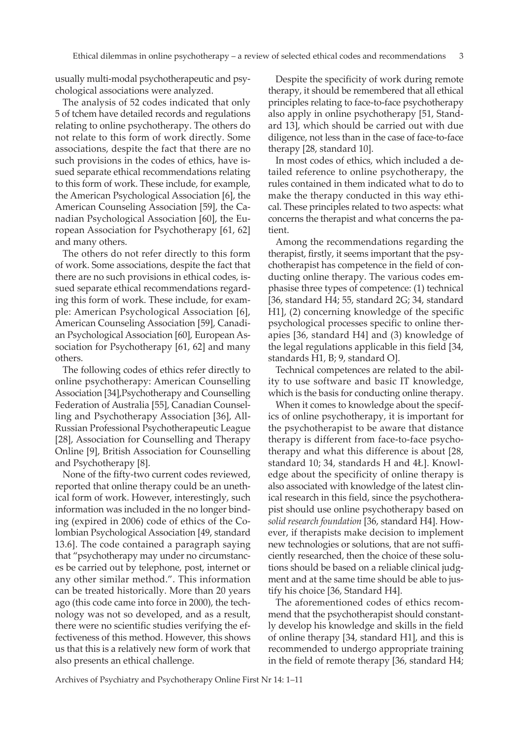usually multi-modal psychotherapeutic and psychological associations were analyzed.

The analysis of 52 codes indicated that only 5 of tchem have detailed records and regulations relating to online psychotherapy. The others do not relate to this form of work directly. Some associations, despite the fact that there are no such provisions in the codes of ethics, have issued separate ethical recommendations relating to this form of work. These include, for example, the American Psychological Association [6], the American Counseling Association [59], the Canadian Psychological Association [60], the European Association for Psychotherapy [61, 62] and many others.

The others do not refer directly to this form of work. Some associations, despite the fact that there are no such provisions in ethical codes, issued separate ethical recommendations regarding this form of work. These include, for example: American Psychological Association [6], American Counseling Association [59], Canadian Psychological Association [60], European Association for Psychotherapy [61, 62] and many others.

The following codes of ethics refer directly to online psychotherapy: American Counselling Association [34],Psychotherapy and Counselling Federation of Australia [55], Canadian Counselling and Psychotherapy Association [36], All-Russian Professional Psychotherapeutic League [28], Association for Counselling and Therapy Online [9], British Association for Counselling and Psychotherapy [8].

None of the fifty-two current codes reviewed, reported that online therapy could be an unethical form of work. However, interestingly, such information was included in the no longer binding (expired in 2006) code of ethics of the Colombian Psychological Association [49, standard 13.6]. The code contained a paragraph saying that "psychotherapy may under no circumstances be carried out by telephone, post, internet or any other similar method.". This information can be treated historically. More than 20 years ago (this code came into force in 2000), the technology was not so developed, and as a result, there were no scientific studies verifying the effectiveness of this method. However, this shows us that this is a relatively new form of work that also presents an ethical challenge.

Despite the specificity of work during remote therapy, it should be remembered that all ethical principles relating to face-to-face psychotherapy also apply in online psychotherapy [51, Standard 13], which should be carried out with due diligence, not less than in the case of face-to-face therapy [28, standard 10].

In most codes of ethics, which included a detailed reference to online psychotherapy, the rules contained in them indicated what to do to make the therapy conducted in this way ethical. These principles related to two aspects: what concerns the therapist and what concerns the patient.

Among the recommendations regarding the therapist, firstly, it seems important that the psychotherapist has competence in the field of conducting online therapy. The various codes emphasise three types of competence: (1) technical [36, standard H4; 55, standard 2G; 34, standard H1], (2) concerning knowledge of the specific psychological processes specific to online therapies [36, standard H4] and (3) knowledge of the legal regulations applicable in this field [34, standards H1, B; 9, standard O].

Technical competences are related to the ability to use software and basic IT knowledge, which is the basis for conducting online therapy.

When it comes to knowledge about the specifics of online psychotherapy, it is important for the psychotherapist to be aware that distance therapy is different from face-to-face psychotherapy and what this difference is about [28, standard 10; 34, standards H and 4Ł]. Knowledge about the specificity of online therapy is also associated with knowledge of the latest clinical research in this field, since the psychotherapist should use online psychotherapy based on *solid research foundation* [36, standard H4]. However, if therapists make decision to implement new technologies or solutions, that are not sufficiently researched, then the choice of these solutions should be based on a reliable clinical judgment and at the same time should be able to justify his choice [36, Standard H4].

The aforementioned codes of ethics recommend that the psychotherapist should constantly develop his knowledge and skills in the field of online therapy [34, standard H1], and this is recommended to undergo appropriate training in the field of remote therapy [36, standard H4;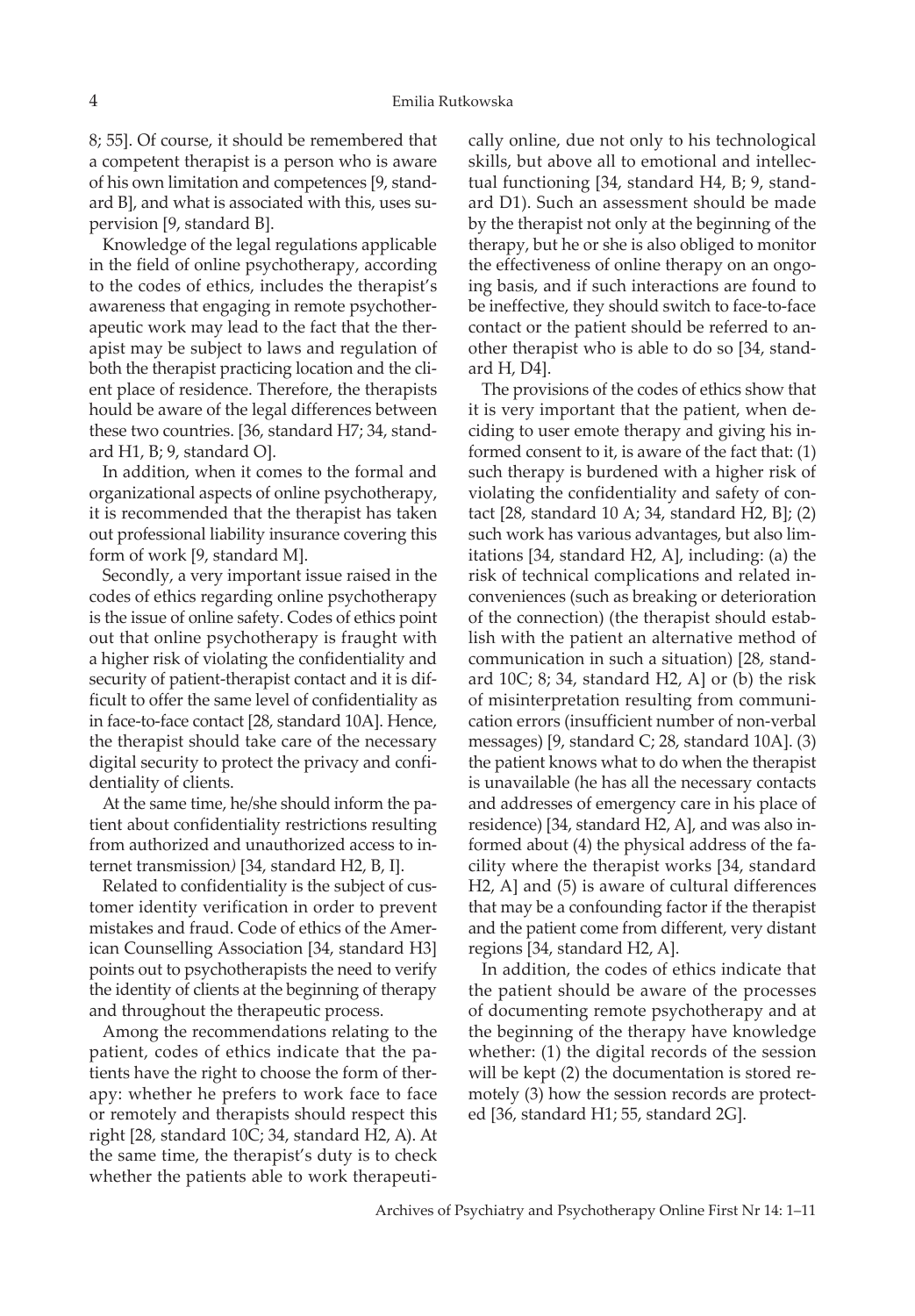8; 55]. Of course, it should be remembered that a competent therapist is a person who is aware of his own limitation and competences [9, standard B], and what is associated with this, uses supervision [9, standard B].

Knowledge of the legal regulations applicable in the field of online psychotherapy, according to the codes of ethics, includes the therapist's awareness that engaging in remote psychotherapeutic work may lead to the fact that the therapist may be subject to laws and regulation of both the therapist practicing location and the client place of residence. Therefore, the therapists hould be aware of the legal differences between these two countries. [36, standard H7; 34, standard H1, B; 9, standard O].

In addition, when it comes to the formal and organizational aspects of online psychotherapy, it is recommended that the therapist has taken out professional liability insurance covering this form of work [9, standard M].

Secondly, a very important issue raised in the codes of ethics regarding online psychotherapy is the issue of online safety. Codes of ethics point out that online psychotherapy is fraught with a higher risk of violating the confidentiality and security of patient-therapist contact and it is difficult to offer the same level of confidentiality as in face-to-face contact [28, standard 10A]. Hence, the therapist should take care of the necessary digital security to protect the privacy and confidentiality of clients.

At the same time, he/she should inform the patient about confidentiality restrictions resulting from authorized and unauthorized access to internet transmission*)* [34, standard H2, B, I].

Related to confidentiality is the subject of customer identity verification in order to prevent mistakes and fraud. Code of ethics of the American Counselling Association [34, standard H3] points out to psychotherapists the need to verify the identity of clients at the beginning of therapy and throughout the therapeutic process.

Among the recommendations relating to the patient, codes of ethics indicate that the patients have the right to choose the form of therapy: whether he prefers to work face to face or remotely and therapists should respect this right [28, standard 10C; 34, standard H2, A). At the same time, the therapist's duty is to check whether the patients able to work therapeutically online, due not only to his technological skills, but above all to emotional and intellectual functioning [34, standard H4, B; 9, standard D1). Such an assessment should be made by the therapist not only at the beginning of the therapy, but he or she is also obliged to monitor the effectiveness of online therapy on an ongoing basis, and if such interactions are found to be ineffective, they should switch to face-to-face contact or the patient should be referred to another therapist who is able to do so [34, standard H, D4].

The provisions of the codes of ethics show that it is very important that the patient, when deciding to user emote therapy and giving his informed consent to it, is aware of the fact that: (1) such therapy is burdened with a higher risk of violating the confidentiality and safety of contact [28, standard 10 A; 34, standard H2, B]; (2) such work has various advantages, but also limitations [34, standard H2, A], including: (a) the risk of technical complications and related inconveniences (such as breaking or deterioration of the connection) (the therapist should establish with the patient an alternative method of communication in such a situation) [28, standard 10C; 8; 34, standard H2, A] or (b) the risk of misinterpretation resulting from communication errors (insufficient number of non-verbal messages) [9, standard C; 28, standard 10A]. (3) the patient knows what to do when the therapist is unavailable (he has all the necessary contacts and addresses of emergency care in his place of residence) [34, standard H2, A], and was also informed about (4) the physical address of the facility where the therapist works [34, standard H2, A] and (5) is aware of cultural differences that may be a confounding factor if the therapist and the patient come from different, very distant regions [34, standard H2, A].

In addition, the codes of ethics indicate that the patient should be aware of the processes of documenting remote psychotherapy and at the beginning of the therapy have knowledge whether: (1) the digital records of the session will be kept (2) the documentation is stored remotely (3) how the session records are protected [36, standard H1; 55, standard 2G].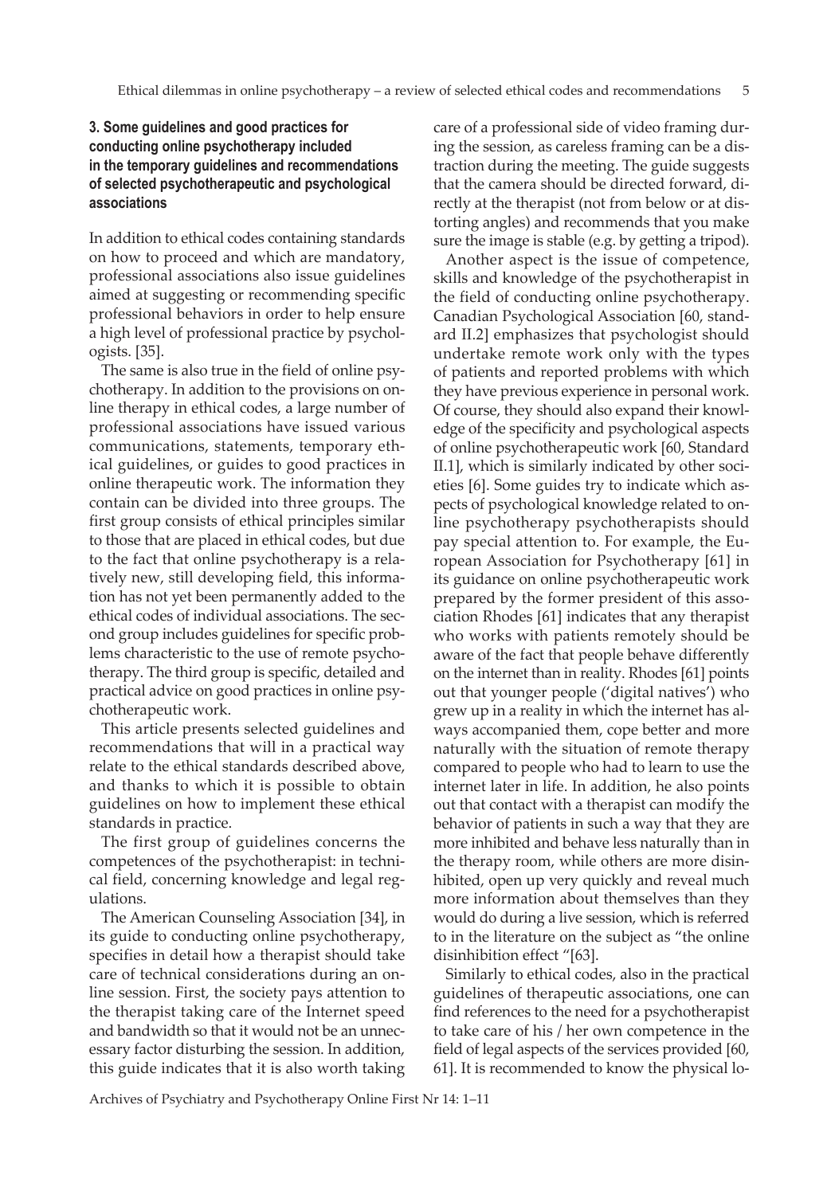### 3. Some guidelines and good practices for conducting online psychotherapy included in the temporary guidelines and recommendations of selected psychotherapeutic and psychological associations

In addition to ethical codes containing standards on how to proceed and which are mandatory, professional associations also issue guidelines aimed at suggesting or recommending specific professional behaviors in order to help ensure a high level of professional practice by psychologists. [35].

The same is also true in the field of online psychotherapy. In addition to the provisions on online therapy in ethical codes, a large number of professional associations have issued various communications, statements, temporary ethical guidelines, or guides to good practices in online therapeutic work. The information they contain can be divided into three groups. The first group consists of ethical principles similar to those that are placed in ethical codes, but due to the fact that online psychotherapy is a relatively new, still developing field, this information has not yet been permanently added to the ethical codes of individual associations. The second group includes guidelines for specific problems characteristic to the use of remote psychotherapy. The third group is specific, detailed and practical advice on good practices in online psychotherapeutic work.

This article presents selected guidelines and recommendations that will in a practical way relate to the ethical standards described above, and thanks to which it is possible to obtain guidelines on how to implement these ethical standards in practice.

The first group of guidelines concerns the competences of the psychotherapist: in technical field, concerning knowledge and legal regulations.

The American Counseling Association [34], in its guide to conducting online psychotherapy, specifies in detail how a therapist should take care of technical considerations during an online session. First, the society pays attention to the therapist taking care of the Internet speed and bandwidth so that it would not be an unnecessary factor disturbing the session. In addition, this guide indicates that it is also worth taking care of a professional side of video framing during the session, as careless framing can be a distraction during the meeting. The guide suggests that the camera should be directed forward, directly at the therapist (not from below or at distorting angles) and recommends that you make sure the image is stable (e.g. by getting a tripod).

Another aspect is the issue of competence, skills and knowledge of the psychotherapist in the field of conducting online psychotherapy. Canadian Psychological Association [60, standard II.2] emphasizes that psychologist should undertake remote work only with the types of patients and reported problems with which they have previous experience in personal work. Of course, they should also expand their knowledge of the specificity and psychological aspects of online psychotherapeutic work [60, Standard II.1], which is similarly indicated by other societies [6]. Some guides try to indicate which aspects of psychological knowledge related to online psychotherapy psychotherapists should pay special attention to. For example, the European Association for Psychotherapy [61] in its guidance on online psychotherapeutic work prepared by the former president of this association Rhodes [61] indicates that any therapist who works with patients remotely should be aware of the fact that people behave differently on the internet than in reality. Rhodes [61] points out that younger people ('digital natives') who grew up in a reality in which the internet has always accompanied them, cope better and more naturally with the situation of remote therapy compared to people who had to learn to use the internet later in life. In addition, he also points out that contact with a therapist can modify the behavior of patients in such a way that they are more inhibited and behave less naturally than in the therapy room, while others are more disinhibited, open up very quickly and reveal much more information about themselves than they would do during a live session, which is referred to in the literature on the subject as "the online disinhibition effect "[63].

Similarly to ethical codes, also in the practical guidelines of therapeutic associations, one can find references to the need for a psychotherapist to take care of his / her own competence in the field of legal aspects of the services provided [60, 61]. It is recommended to know the physical lo-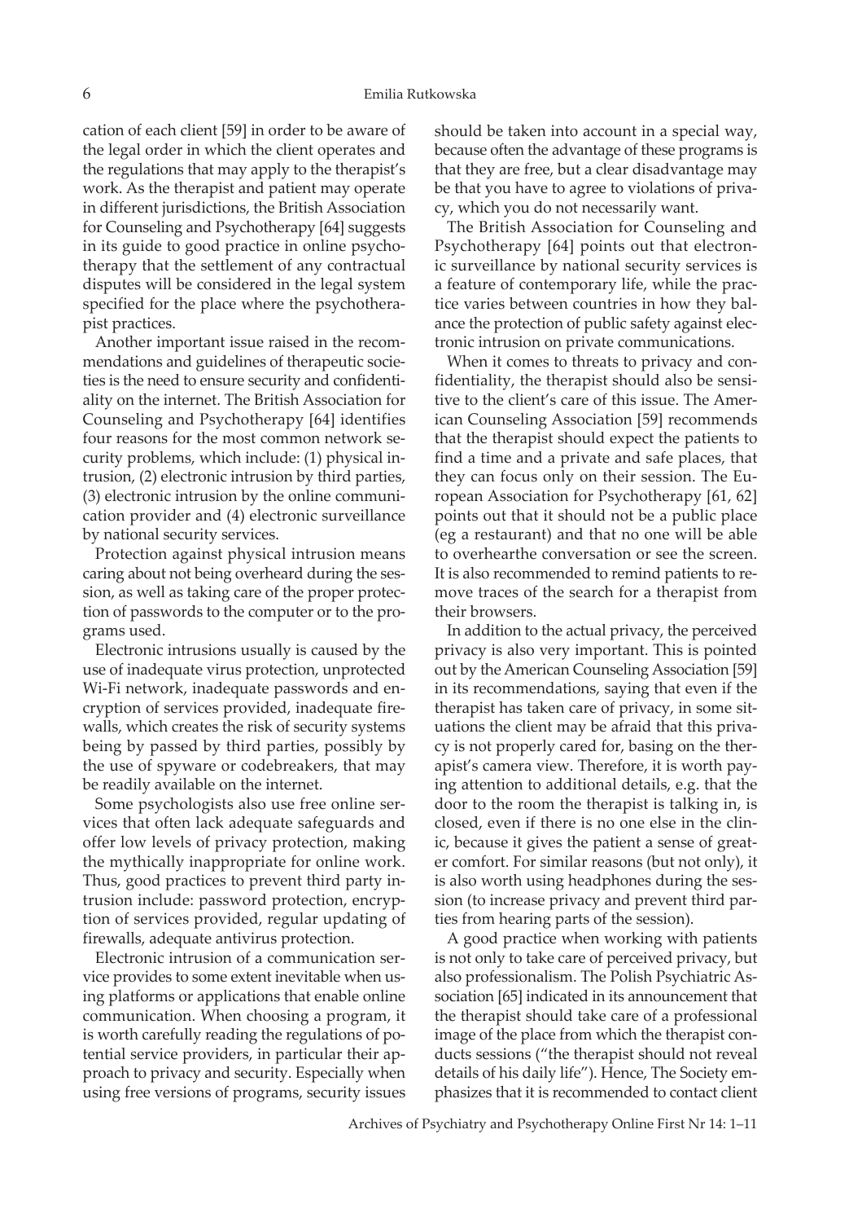cation of each client [59] in order to be aware of the legal order in which the client operates and the regulations that may apply to the therapist's work. As the therapist and patient may operate in different jurisdictions, the British Association for Counseling and Psychotherapy [64] suggests in its guide to good practice in online psychotherapy that the settlement of any contractual disputes will be considered in the legal system specified for the place where the psychotherapist practices.

Another important issue raised in the recommendations and guidelines of therapeutic societies is the need to ensure security and confidentiality on the internet. The British Association for Counseling and Psychotherapy [64] identifies four reasons for the most common network security problems, which include: (1) physical intrusion, (2) electronic intrusion by third parties, (3) electronic intrusion by the online communication provider and (4) electronic surveillance by national security services.

Protection against physical intrusion means caring about not being overheard during the session, as well as taking care of the proper protection of passwords to the computer or to the programs used.

Electronic intrusions usually is caused by the use of inadequate virus protection, unprotected Wi-Fi network, inadequate passwords and encryption of services provided, inadequate firewalls, which creates the risk of security systems being by passed by third parties, possibly by the use of spyware or codebreakers, that may be readily available on the internet.

Some psychologists also use free online services that often lack adequate safeguards and offer low levels of privacy protection, making the mythically inappropriate for online work. Thus, good practices to prevent third party intrusion include: password protection, encryption of services provided, regular updating of firewalls, adequate antivirus protection.

Electronic intrusion of a communication service provides to some extent inevitable when using platforms or applications that enable online communication. When choosing a program, it is worth carefully reading the regulations of potential service providers, in particular their approach to privacy and security. Especially when using free versions of programs, security issues should be taken into account in a special way, because often the advantage of these programs is that they are free, but a clear disadvantage may be that you have to agree to violations of privacy, which you do not necessarily want.

The British Association for Counseling and Psychotherapy [64] points out that electronic surveillance by national security services is a feature of contemporary life, while the practice varies between countries in how they balance the protection of public safety against electronic intrusion on private communications.

When it comes to threats to privacy and confidentiality, the therapist should also be sensitive to the client's care of this issue. The American Counseling Association [59] recommends that the therapist should expect the patients to find a time and a private and safe places, that they can focus only on their session. The European Association for Psychotherapy [61, 62] points out that it should not be a public place (eg a restaurant) and that no one will be able to overhearthe conversation or see the screen. It is also recommended to remind patients to remove traces of the search for a therapist from their browsers.

In addition to the actual privacy, the perceived privacy is also very important. This is pointed out by the American Counseling Association [59] in its recommendations, saying that even if the therapist has taken care of privacy, in some situations the client may be afraid that this privacy is not properly cared for, basing on the therapist's camera view. Therefore, it is worth paying attention to additional details, e.g. that the door to the room the therapist is talking in, is closed, even if there is no one else in the clinic, because it gives the patient a sense of greater comfort. For similar reasons (but not only), it is also worth using headphones during the session (to increase privacy and prevent third parties from hearing parts of the session).

A good practice when working with patients is not only to take care of perceived privacy, but also professionalism. The Polish Psychiatric Association [65] indicated in its announcement that the therapist should take care of a professional image of the place from which the therapist conducts sessions ("the therapist should not reveal details of his daily life"). Hence, The Society emphasizes that it is recommended to contact client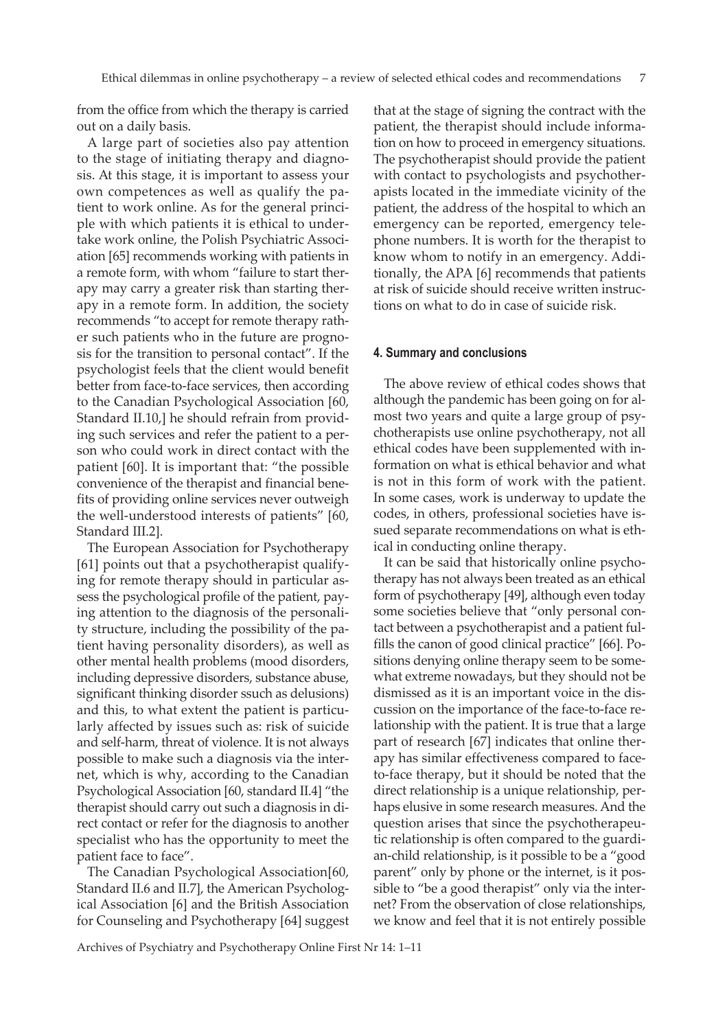from the office from which the therapy is carried out on a daily basis.

A large part of societies also pay attention to the stage of initiating therapy and diagnosis. At this stage, it is important to assess your own competences as well as qualify the patient to work online. As for the general principle with which patients it is ethical to undertake work online, the Polish Psychiatric Association [65] recommends working with patients in a remote form, with whom "failure to start therapy may carry a greater risk than starting therapy in a remote form. In addition, the society recommends "to accept for remote therapy rather such patients who in the future are prognosis for the transition to personal contact". If the psychologist feels that the client would benefit better from face-to-face services, then according to the Canadian Psychological Association [60, Standard II.10,] he should refrain from providing such services and refer the patient to a person who could work in direct contact with the patient [60]. It is important that: "the possible convenience of the therapist and financial benefits of providing online services never outweigh the well-understood interests of patients" [60, Standard III.2].

The European Association for Psychotherapy [61] points out that a psychotherapist qualifying for remote therapy should in particular assess the psychological profile of the patient, paying attention to the diagnosis of the personality structure, including the possibility of the patient having personality disorders), as well as other mental health problems (mood disorders, including depressive disorders, substance abuse, significant thinking disorder ssuch as delusions) and this, to what extent the patient is particularly affected by issues such as: risk of suicide and self-harm, threat of violence. It is not always possible to make such a diagnosis via the internet, which is why, according to the Canadian Psychological Association [60, standard II.4] "the therapist should carry out such a diagnosis in direct contact or refer for the diagnosis to another specialist who has the opportunity to meet the patient face to face".

The Canadian Psychological Association[60, Standard II.6 and II.7], the American Psychological Association [6] and the British Association for Counseling and Psychotherapy [64] suggest that at the stage of signing the contract with the patient, the therapist should include information on how to proceed in emergency situations. The psychotherapist should provide the patient with contact to psychologists and psychotherapists located in the immediate vicinity of the patient, the address of the hospital to which an emergency can be reported, emergency telephone numbers. It is worth for the therapist to know whom to notify in an emergency. Additionally, the APA [6] recommends that patients at risk of suicide should receive written instructions on what to do in case of suicide risk.

## 4. Summary and conclusions

The above review of ethical codes shows that although the pandemic has been going on for almost two years and quite a large group of psychotherapists use online psychotherapy, not all ethical codes have been supplemented with information on what is ethical behavior and what is not in this form of work with the patient. In some cases, work is underway to update the codes, in others, professional societies have issued separate recommendations on what is ethical in conducting online therapy.

It can be said that historically online psychotherapy has not always been treated as an ethical form of psychotherapy [49], although even today some societies believe that "only personal contact between a psychotherapist and a patient fulfills the canon of good clinical practice" [66]. Positions denying online therapy seem to be somewhat extreme nowadays, but they should not be dismissed as it is an important voice in the discussion on the importance of the face-to-face relationship with the patient. It is true that a large part of research [67] indicates that online therapy has similar effectiveness compared to face-to-face therapy, but it should be noted that the direct relationship is a unique relationship, perhaps elusive in some research measures. And the question arises that since the psychotherapeutic relationship is often compared to the guardian-child relationship, is it possible to be a "good parent" only by phone or the internet, is it possible to "be a good therapist" only via the internet? From the observation of close relationships, we know and feel that it is not entirely possible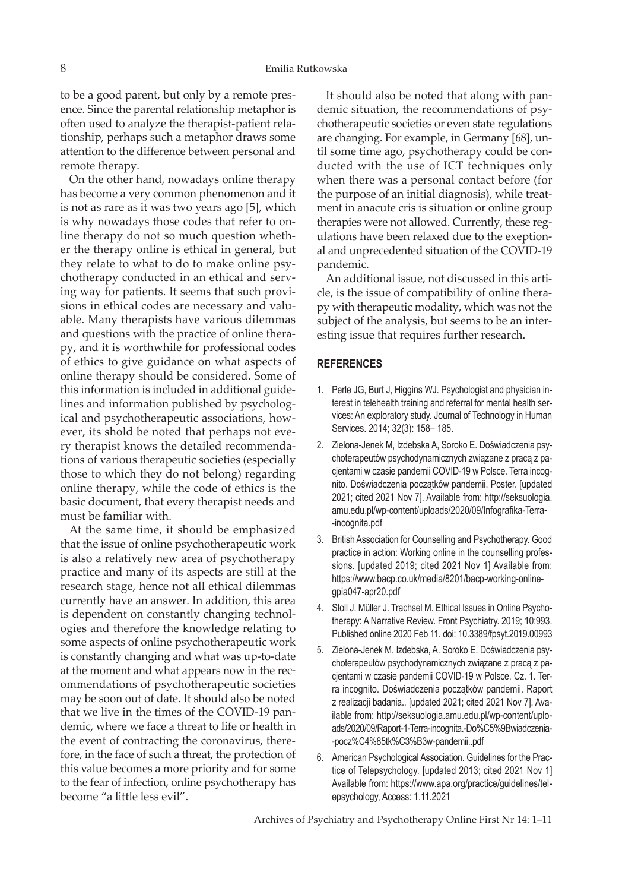to be a good parent, but only by a remote presence. Since the parental relationship metaphor is often used to analyze the therapist-patient relationship, perhaps such a metaphor draws some attention to the difference between personal and remote therapy.

On the other hand, nowadays online therapy has become a very common phenomenon and it is not as rare as it was two years ago [5], which is why nowadays those codes that refer to online therapy do not so much question whether the therapy online is ethical in general, but they relate to what to do to make online psychotherapy conducted in an ethical and serving way for patients. It seems that such provisions in ethical codes are necessary and valuable. Many therapists have various dilemmas and questions with the practice of online therapy, and it is worthwhile for professional codes of ethics to give guidance on what aspects of online therapy should be considered. Some of this information is included in additional guidelines and information published by psychological and psychotherapeutic associations, however, its shold be noted that perhaps not every therapist knows the detailed recommendations of various therapeutic societies (especially those to which they do not belong) regarding online therapy, while the code of ethics is the basic document, that every therapist needs and must be familiar with.

At the same time, it should be emphasized that the issue of online psychotherapeutic work is also a relatively new area of psychotherapy practice and many of its aspects are still at the research stage, hence not all ethical dilemmas currently have an answer. In addition, this area is dependent on constantly changing technologies and therefore the knowledge relating to some aspects of online psychotherapeutic work is constantly changing and what was up-to-date at the moment and what appears now in the recommendations of psychotherapeutic societies may be soon out of date. It should also be noted that we live in the times of the COVID-19 pandemic, where we face a threat to life or health in the event of contracting the coronavirus, therefore, in the face of such a threat, the protection of this value becomes a more priority and for some to the fear of infection, online psychotherapy has become "a little less evil".

It should also be noted that along with pandemic situation, the recommendations of psychotherapeutic societies or even state regulations are changing. For example, in Germany [68], until some time ago, psychotherapy could be conducted with the use of ICT techniques only when there was a personal contact before (for the purpose of an initial diagnosis), while treatment in anacute cris is situation or online group therapies were not allowed. Currently, these regulations have been relaxed due to the exeptional and unprecedented situation of the COVID-19 pandemic.

An additional issue, not discussed in this article, is the issue of compatibility of online therapy with therapeutic modality, which was not the subject of the analysis, but seems to be an interesting issue that requires further research.

## REFERENCES

1. Perle JG, Burt J, Higgins WJ. Psychologist and physician interest in telehealth training and referral for mental health services: An exploratory study. Journal of Technology in Human Services. 2014; 32(3): 158– 185.
2. Zielona-Jenek M, Izdebska A, Soroko E. Doświadczenia psychoterapeutów psychodynamicznych związane z pracą z pacjentami w czasie pandemii COVID-19 w Polsce. Terra incognito. Doświadczenia początków pandemii. Poster. [updated 2021; cited 2021 Nov 7]. Available from: http://seksuologia.amu.edu.pl/wp-content/uploads/2020/09/Infografika-Terra--incognita.pdf
3. British Association for Counselling and Psychotherapy. Good practice in action: Working online in the counselling professions. [updated 2019; cited 2021 Nov 1] Available from: https://www.bacp.co.uk/media/8201/bacp-working-online-gpia047-apr20.pdf
4. Stoll J. Müller J. Trachsel M. Ethical Issues in Online Psychotherapy: A Narrative Review. Front Psychiatry. 2019; 10:993. Published online 2020 Feb 11. doi: 10.3389/fpsyt.2019.00993
5. Zielona-Jenek M. Izdebska, A. Soroko E. Doświadczenia psychoterapeutów psychodynamicznych związane z pracą z pacjentami w czasie pandemii COVID-19 w Polsce. Cz. 1. Terra incognito. Doświadczenia początków pandemii. Raport z realizacji badania.. [updated 2021; cited 2021 Nov 7]. Available from: http://seksuologia.amu.edu.pl/wp-content/uploads/2020/09/Raport-1-Terra-incognita.-Do%C5%9Bwiadczenia--pocz%C4%85tk%C3%B3w-pandemii..pdf
6. American Psychological Association. Guidelines for the Practice of Telepsychology. [updated 2013; cited 2021 Nov 1] Available from: https://www.apa.org/practice/guidelines/telepsychology, Access: 1.11.2021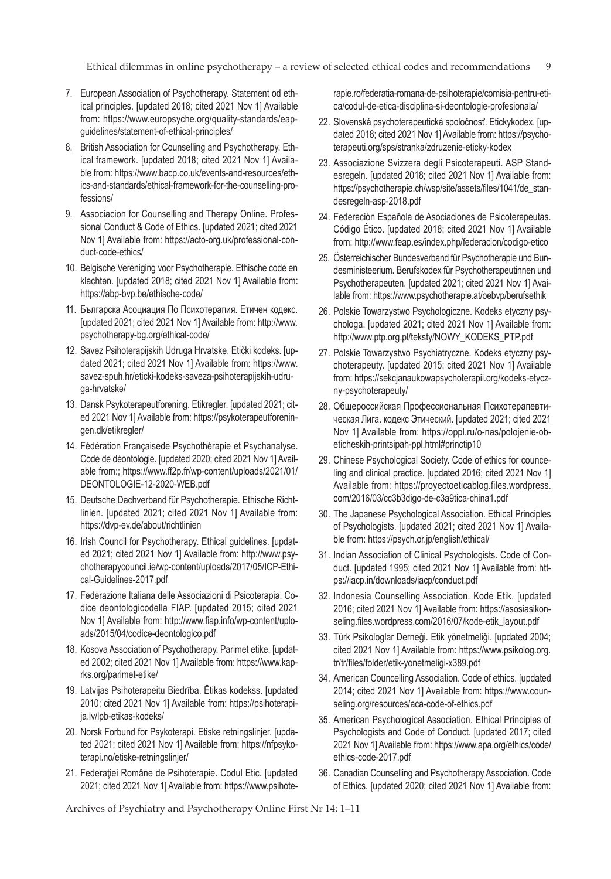7. European Association of Psychotherapy. Statement od ethical principles. [updated 2018; cited 2021 Nov 1] Available from: https://www.europsyche.org/quality-standards/eap-guidelines/statement-of-ethical-principles/
8. British Association for Counselling and Psychotherapy. Ethical framework. [updated 2018; cited 2021 Nov 1] Available from: https://www.bacp.co.uk/events-and-resources/ethics-and-standards/ethical-framework-for-the-counselling-professions/
9. Associacion for Counselling and Therapy Online. Professional Conduct & Code of Ethics. [updated 2021; cited 2021 Nov 1] Available from: https://acto-org.uk/professional-conduct-code-ethics/
10. Belgische Vereniging voor Psychotherapie. Ethische code en klachten. [updated 2018; cited 2021 Nov 1] Available from: https://abp-bvp.be/ethische-code/
11. Българска Асоциация По Психотерапия. Етичен кодекс. [updated 2021; cited 2021 Nov 1] Available from: http://www.psychotherapy-bg.org/ethical-code/
12. Savez Psihoterapijskih Udruga Hrvatske. Etički kodeks. [updated 2021; cited 2021 Nov 1] Available from: https://www.savez-spuh.hr/eticki-kodeks-saveza-psihoterapijskih-udruga-hrvatske/
13. Dansk Psykoterapeutforening. Etikregler. [updated 2021; cited 2021 Nov 1] Available from: https://psykoterapeutforeningen.dk/etikregler/
14. Fédération Françaisede Psychothérapie et Psychanalyse. Code de déontologie. [updated 2020; cited 2021 Nov 1] Available from:; https://www.ff2p.fr/wp-content/uploads/2021/01/DEONTOLOGIE-12-2020-WEB.pdf
15. Deutsche Dachverband für Psychotherapie. Ethische Richtlinien. [updated 2021; cited 2021 Nov 1] Available from: https://dvp-ev.de/about/richtlinien
16. Irish Council for Psychotherapy. Ethical guidelines. [updated 2021; cited 2021 Nov 1] Available from: http://www.psychotherapycouncil.ie/wp-content/uploads/2017/05/ICP-Ethical-Guidelines-2017.pdf
17. Federazione Italiana delle Associazioni di Psicoterapia. Codice deontologicodella FIAP. [updated 2015; cited 2021 Nov 1] Available from: http://www.fiap.info/wp-content/uploads/2015/04/codice-deontologico.pdf
18. Kosova Association of Psychotherapy. Parimet etike. [updated 2002; cited 2021 Nov 1] Available from: https://www.kaprks.org/parimet-etike/
19. Latvijas Psihoterapeitu Biedrība. Ētikas kodekss. [updated 2010; cited 2021 Nov 1] Available from: https://psihoterapija.lv/lpb-etikas-kodeks/
20. Norsk Forbund for Psykoterapi. Etiske retningslinjer. [updated 2021; cited 2021 Nov 1] Available from: https://nfpsykoterapi.no/etiske-retningslinjer/
21. Federaţiei Române de Psihoterapie. Codul Etic. [updated 2021; cited 2021 Nov 1] Available from: https://www.psihoterapie.ro/federatia-romana-de-psihoterapie/comisia-pentru-etica/codul-de-etica-disciplina-si-deontologie-profesionala/
22. Slovenská psychoterapeutická spoločnosť. Etickykodex. [updated 2018; cited 2021 Nov 1] Available from: https://psychoterapeuti.org/sps/stranka/zdruzenie-eticky-kodex
23. Associazione Svizzera degli Psicoterapeuti. ASP Standesregeln. [updated 2018; cited 2021 Nov 1] Available from: https://psychotherapie.ch/wsp/site/assets/files/1041/de_standesregeln-asp-2018.pdf
24. Federación Española de Asociaciones de Psicoterapeutas. Código Ético. [updated 2018; cited 2021 Nov 1] Available from: http://www.feap.es/index.php/federacion/codigo-etico
25. Österreichischer Bundesverband für Psychotherapie und Bundesministeerium. Berufskodex für Psychotherapeutinnen und Psychotherapeuten. [updated 2021; cited 2021 Nov 1] Available from: https://www.psychotherapie.at/oebvp/berufsethik
26. Polskie Towarzystwo Psychologiczne. Kodeks etyczny psychologa. [updated 2021; cited 2021 Nov 1] Available from: http://www.ptp.org.pl/teksty/NOWY_KODEKS_PTP.pdf
27. Polskie Towarzystwo Psychiatryczne. Kodeks etyczny psychoterapeuty. [updated 2015; cited 2021 Nov 1] Available from: https://sekcjanaukowapsychoterapii.org/kodeks-etyczny-psychoterapeuty/
28. Общероссийская Профессиональная Психотерапевтическая Лига. кодекс Этический. [updated 2021; cited 2021 Nov 1] Available from: https://oppl.ru/o-nas/polojenie-obeticheskih-printsipah-ppl.html#princtip10
29. Chinese Psychological Society. Code of ethics for counceling and clinical practice. [updated 2016; cited 2021 Nov 1] Available from: https://proyectoeticablog.files.wordpress.com/2016/03/cc3b3digo-de-c3a9tica-china1.pdf
30. The Japanese Psychological Association. Ethical Principles of Psychologists. [updated 2021; cited 2021 Nov 1] Available from: https://psych.or.jp/english/ethical/
31. Indian Association of Clinical Psychologists. Code of Conduct. [updated 1995; cited 2021 Nov 1] Available from: https://iacp.in/downloads/iacp/conduct.pdf
32. Indonesia Counselling Association. Kode Etik. [updated 2016; cited 2021 Nov 1] Available from: https://asosiasikonseling.files.wordpress.com/2016/07/kode-etik_layout.pdf
33. Türk Psikologlar Derneği. Etik yönetmeliği. [updated 2004; cited 2021 Nov 1] Available from: https://www.psikolog.org.tr/tr/files/folder/etik-yonetmeligi-x389.pdf
34. American Councelling Association. Code of ethics. [updated 2014; cited 2021 Nov 1] Available from: https://www.counseling.org/resources/aca-code-of-ethics.pdf
35. American Psychological Association. Ethical Principles of Psychologists and Code of Conduct. [updated 2017; cited 2021 Nov 1] Available from: https://www.apa.org/ethics/code/ethics-code-2017.pdf
36. Canadian Counselling and Psychotherapy Association. Code of Ethics. [updated 2020; cited 2021 Nov 1] Available from: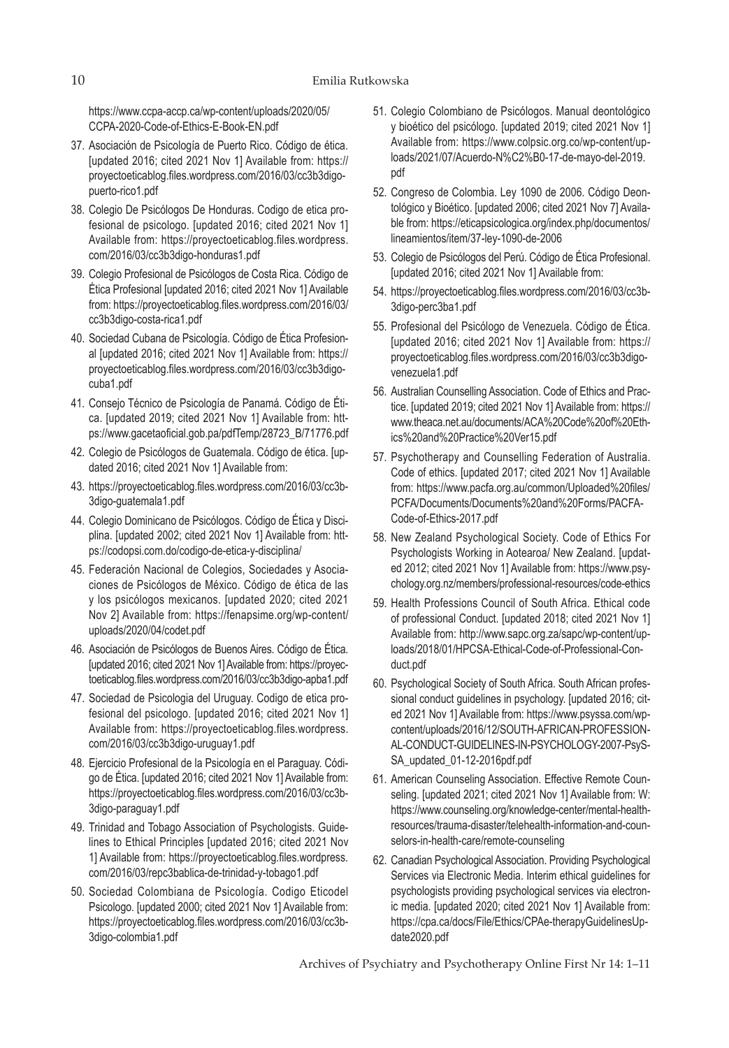https://www.ccpa-accp.ca/wp-content/uploads/2020/05/CCPA-2020-Code-of-Ethics-E-Book-EN.pdf

37. Asociación de Psicología de Puerto Rico. Código de ética. [updated 2016; cited 2021 Nov 1] Available from: https://proyectoeticablog.files.wordpress.com/2016/03/cc3b3digo-puerto-rico1.pdf
38. Colegio De Psicólogos De Honduras. Codigo de etica profesional de psicologo. [updated 2016; cited 2021 Nov 1] Available from: https://proyectoeticablog.files.wordpress.com/2016/03/cc3b3digo-honduras1.pdf
39. Colegio Profesional de Psicólogos de Costa Rica. Código de Ética Profesional [updated 2016; cited 2021 Nov 1] Available from: https://proyectoeticablog.files.wordpress.com/2016/03/cc3b3digo-costa-rica1.pdf
40. Sociedad Cubana de Psicología. Código de Ética Profesional [updated 2016; cited 2021 Nov 1] Available from: https://proyectoeticablog.files.wordpress.com/2016/03/cc3b3digo-cuba1.pdf
41. Consejo Técnico de Psicología de Panamá. Código de Ética. [updated 2019; cited 2021 Nov 1] Available from: https://www.gacetaoficial.gob.pa/pdfTemp/28723_B/71776.pdf
42. Colegio de Psicólogos de Guatemala. Código de ética. [updated 2016; cited 2021 Nov 1] Available from:
43. https://proyectoeticablog.files.wordpress.com/2016/03/cc3b3digo-guatemala1.pdf
44. Colegio Dominicano de Psicólogos. Código de Ética y Disciplina. [updated 2002; cited 2021 Nov 1] Available from: https://codopsi.com.do/codigo-de-etica-y-disciplina/
45. Federación Nacional de Colegios, Sociedades y Asociaciones de Psicólogos de México. Código de ética de las y los psicólogos mexicanos. [updated 2020; cited 2021 Nov 2] Available from: https://fenapsime.org/wp-content/uploads/2020/04/codet.pdf
46. Asociación de Psicólogos de Buenos Aires. Código de Ética. [updated 2016; cited 2021 Nov 1] Available from: https://proyectoeticablog.files.wordpress.com/2016/03/cc3b3digo-apba1.pdf
47. Sociedad de Psicologia del Uruguay. Codigo de etica profesional del psicologo. [updated 2016; cited 2021 Nov 1] Available from: https://proyectoeticablog.files.wordpress.com/2016/03/cc3b3digo-uruguay1.pdf
48. Ejercicio Profesional de la Psicología en el Paraguay. Código de Ética. [updated 2016; cited 2021 Nov 1] Available from: https://proyectoeticablog.files.wordpress.com/2016/03/cc3b3digo-paraguay1.pdf
49. Trinidad and Tobago Association of Psychologists. Guidelines to Ethical Principles [updated 2016; cited 2021 Nov 1] Available from: https://proyectoeticablog.files.wordpress.com/2016/03/repc3bablica-de-trinidad-y-tobago1.pdf
50. Sociedad Colombiana de Psicología. Codigo Eticodel Psicologo. [updated 2000; cited 2021 Nov 1] Available from: https://proyectoeticablog.files.wordpress.com/2016/03/cc3b3digo-colombia1.pdf
51. Colegio Colombiano de Psicólogos. Manual deontológico y bioético del psicólogo. [updated 2019; cited 2021 Nov 1] Available from: https://www.colpsic.org.co/wp-content/uploads/2021/07/Acuerdo-N%C2%B0-17-de-mayo-del-2019.pdf
52. Congreso de Colombia. Ley 1090 de 2006. Código Deontológico y Bioético. [updated 2006; cited 2021 Nov 7] Available from: https://eticapsicologica.org/index.php/documentos/lineamientos/item/37-ley-1090-de-2006
53. Colegio de Psicólogos del Perú. Código de Ética Profesional. [updated 2016; cited 2021 Nov 1] Available from:
54. https://proyectoeticablog.files.wordpress.com/2016/03/cc3b3digo-perc3ba1.pdf
55. Profesional del Psicólogo de Venezuela. Código de Ética. [updated 2016; cited 2021 Nov 1] Available from: https://proyectoeticablog.files.wordpress.com/2016/03/cc3b3digo-venezuela1.pdf
56. Australian Counselling Association. Code of Ethics and Practice. [updated 2019; cited 2021 Nov 1] Available from: https://www.theaca.net.au/documents/ACA%20Code%20of%20Ethics%20and%20Practice%20Ver15.pdf
57. Psychotherapy and Counselling Federation of Australia. Code of ethics. [updated 2017; cited 2021 Nov 1] Available from: https://www.pacfa.org.au/common/Uploaded%20files/PCFA/Documents/Documents%20and%20Forms/PACFA-Code-of-Ethics-2017.pdf
58. New Zealand Psychological Society. Code of Ethics For Psychologists Working in Aotearoa/ New Zealand. [updated 2012; cited 2021 Nov 1] Available from: https://www.psychology.org.nz/members/professional-resources/code-ethics
59. Health Professions Council of South Africa. Ethical code of professional Conduct. [updated 2018; cited 2021 Nov 1] Available from: http://www.sapc.org.za/sapc/wp-content/uploads/2018/01/HPCSA-Ethical-Code-of-Professional-Conduct.pdf
60. Psychological Society of South Africa. South African professional conduct guidelines in psychology. [updated 2016; cited 2021 Nov 1] Available from: https://www.psyssa.com/wp-content/uploads/2016/12/SOUTH-AFRICAN-PROFESSIONAL-CONDUCT-GUIDELINES-IN-PSYCHOLOGY-2007-PsySSA_updated_01-12-2016pdf.pdf
61. American Counseling Association. Effective Remote Counseling. [updated 2021; cited 2021 Nov 1] Available from: W: https://www.counseling.org/knowledge-center/mental-health-resources/trauma-disaster/telehealth-information-and-counselors-in-health-care/remote-counseling
62. Canadian Psychological Association. Providing Psychological Services via Electronic Media. Interim ethical guidelines for psychologists providing psychological services via electronic media. [updated 2020; cited 2021 Nov 1] Available from: https://cpa.ca/docs/File/Ethics/CPAe-therapyGuidelinesUpdate2020.pdf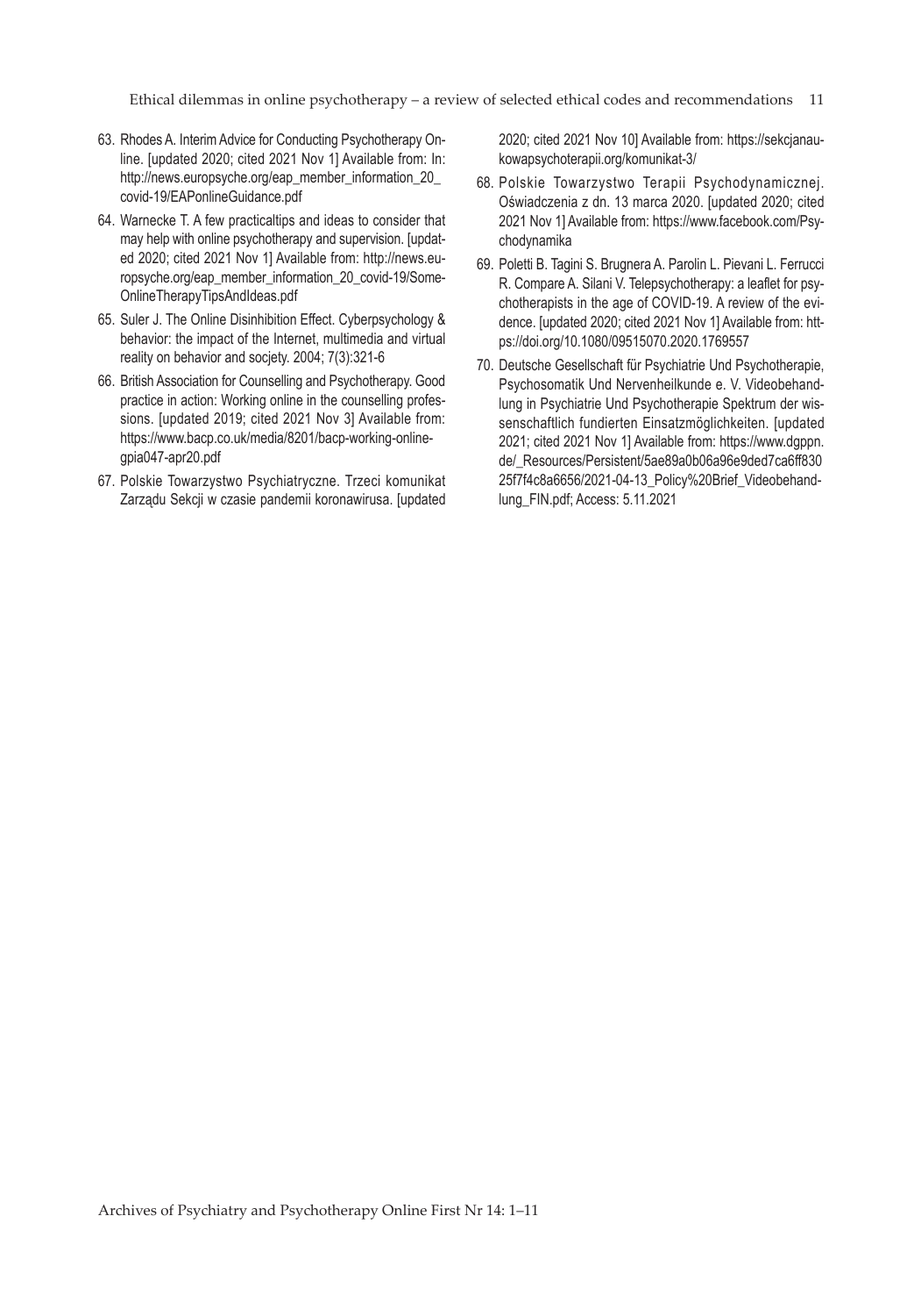63. Rhodes A. Interim Advice for Conducting Psychotherapy Online. [updated 2020; cited 2021 Nov 1] Available from: In: http://news.europsyche.org/eap_member_information_20_covid-19/EAPonlineGuidance.pdf

64. Warnecke T. A few practicaltips and ideas to consider that may help with online psychotherapy and supervision. [updated 2020; cited 2021 Nov 1] Available from: http://news.europsyche.org/eap_member_information_20_covid-19/Some-OnlineTherapyTipsAndIdeas.pdf

65. Suler J. The Online Disinhibition Effect. Cyberpsychology & behavior: the impact of the Internet, multimedia and virtual reality on behavior and socjety. 2004; 7(3):321-6

66. British Association for Counselling and Psychotherapy. Good practice in action: Working online in the counselling professions. [updated 2019; cited 2021 Nov 3] Available from: https://www.bacp.co.uk/media/8201/bacp-working-online-gpia047-apr20.pdf

67. Polskie Towarzystwo Psychiatryczne. Trzeci komunikat Zarządu Sekcji w czasie pandemii koronawirusa. [updated 2020; cited 2021 Nov 10] Available from: https://sekcjanaukowapsychoterapii.org/komunikat-3/

68. Polskie Towarzystwo Terapii Psychodynamicznej. Oświadczenia z dn. 13 marca 2020. [updated 2020; cited 2021 Nov 1] Available from: https://www.facebook.com/Psychodynamika

69. Poletti B. Tagini S. Brugnera A. Parolin L. Pievani L. Ferrucci R. Compare A. Silani V. Telepsychotherapy: a leaflet for psychotherapists in the age of COVID-19. A review of the evidence. [updated 2020; cited 2021 Nov 1] Available from: https://doi.org/10.1080/09515070.2020.1769557

70. Deutsche Gesellschaft für Psychiatrie Und Psychotherapie, Psychosomatik Und Nervenheilkunde e. V. Videobehandlung in Psychiatrie Und Psychotherapie Spektrum der wissenschaftlich fundierten Einsatzmöglichkeiten. [updated 2021; cited 2021 Nov 1] Available from: https://www.dgppn.de/_Resources/Persistent/5ae89a0b06a96e9ded7ca6ff83025f7f4c8a6656/2021-04-13_Policy%20Brief_Videobehandlung_FIN.pdf; Access: 5.11.2021